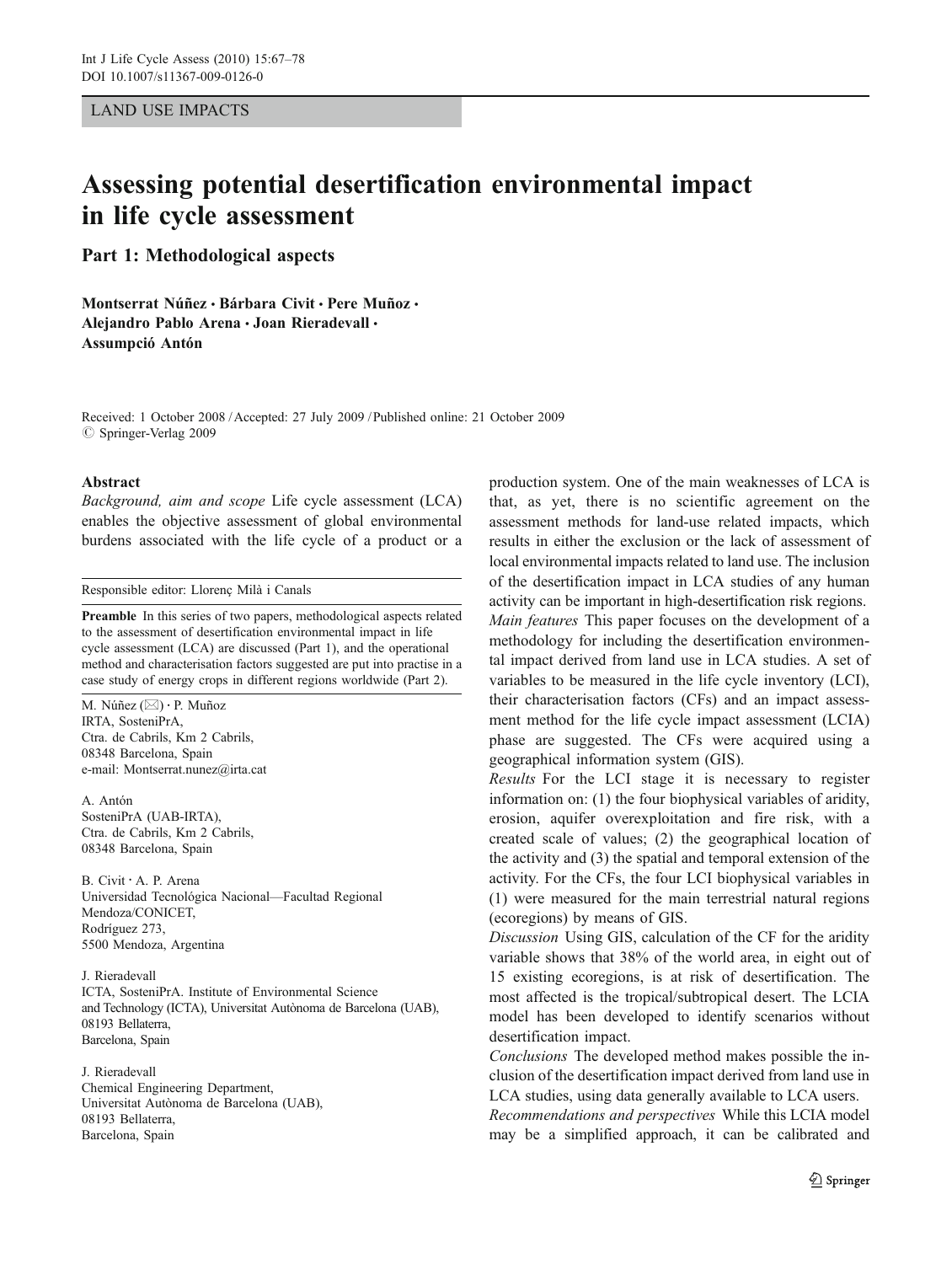LAND USE IMPACTS

# Assessing potential desertification environmental impact in life cycle assessment

## Part 1: Methodological aspects

**Montserrat Núñez · Bárbara Civit · Pere Muñoz · Alejandro Pablo Arena · Joan Rieradevall · Assumpció Antón**

Received: 1 October 2008 / Accepted: 27 July 2009 / Published online: 21 October 2009
© Springer-Verlag 2009

Responsible editor: Llorenç Milà i Canals

**Preamble** In this series of two papers, methodological aspects related to the assessment of desertification environmental impact in life cycle assessment (LCA) are discussed (Part 1), and the operational method and characterisation factors suggested are put into practise in a case study of energy crops in different regions worldwide (Part 2).

M. Núñez (✉) · P. Muñoz
IRTA, SosteniPrA,
Ctra. de Cabrils, Km 2 Cabrils,
08348 Barcelona, Spain
e-mail: Montserrat.nunez@irta.cat

A. Antón
SosteniPrA (UAB-IRTA),
Ctra. de Cabrils, Km 2 Cabrils,
08348 Barcelona, Spain

B. Civit · A. P. Arena
Universidad Tecnológica Nacional—Facultad Regional Mendoza/CONICET,
Rodríguez 273,
5500 Mendoza, Argentina

J. Rieradevall
ICTA, SosteniPrA. Institute of Environmental Science and Technology (ICTA), Universitat Autònoma de Barcelona (UAB),
08193 Bellaterra,
Barcelona, Spain

J. Rieradevall
Chemical Engineering Department,
Universitat Autònoma de Barcelona (UAB),
08193 Bellaterra,
Barcelona, Spain

### Abstract

*Background, aim and scope* Life cycle assessment (LCA) enables the objective assessment of global environmental burdens associated with the life cycle of a product or a production system. One of the main weaknesses of LCA is that, as yet, there is no scientific agreement on the assessment methods for land-use related impacts, which results in either the exclusion or the lack of assessment of local environmental impacts related to land use. The inclusion of the desertification impact in LCA studies of any human activity can be important in high-desertification risk regions.

*Main features* This paper focuses on the development of a methodology for including the desertification environmental impact derived from land use in LCA studies. A set of variables to be measured in the life cycle inventory (LCI), their characterisation factors (CFs) and an impact assessment method for the life cycle impact assessment (LCIA) phase are suggested. The CFs were acquired using a geographical information system (GIS).

*Results* For the LCI stage it is necessary to register information on: (1) the four biophysical variables of aridity, erosion, aquifer overexploitation and fire risk, with a created scale of values; (2) the geographical location of the activity and (3) the spatial and temporal extension of the activity. For the CFs, the four LCI biophysical variables in (1) were measured for the main terrestrial natural regions (ecoregions) by means of GIS.

*Discussion* Using GIS, calculation of the CF for the aridity variable shows that 38% of the world area, in eight out of 15 existing ecoregions, is at risk of desertification. The most affected is the tropical/subtropical desert. The LCIA model has been developed to identify scenarios without desertification impact.

*Conclusions* The developed method makes possible the inclusion of the desertification impact derived from land use in LCA studies, using data generally available to LCA users.

*Recommendations and perspectives* While this LCIA model may be a simplified approach, it can be calibrated and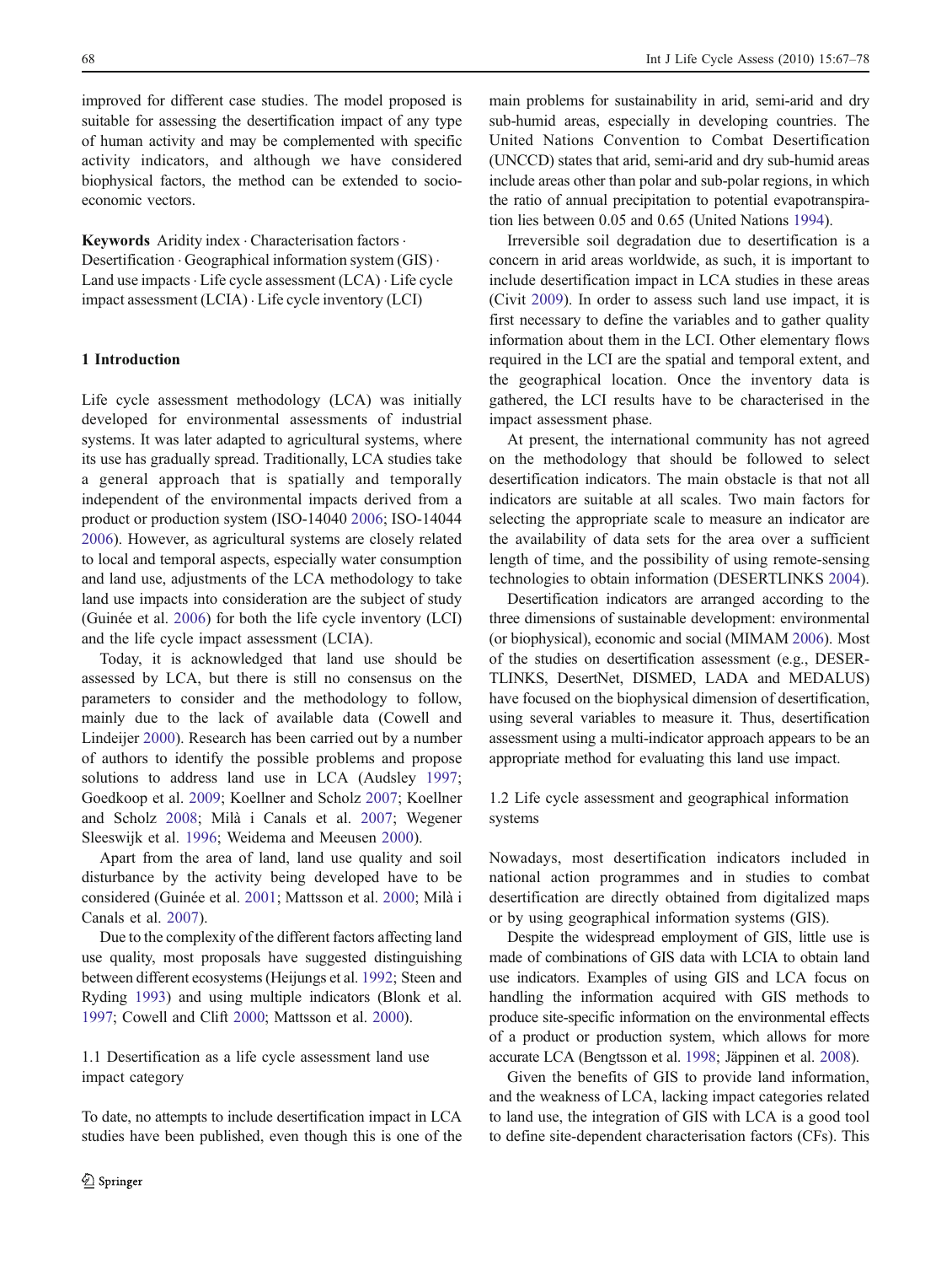improved for different case studies. The model proposed is suitable for assessing the desertification impact of any type of human activity and may be complemented with specific activity indicators, and although we have considered biophysical factors, the method can be extended to socio-economic vectors.

**Keywords** Aridity index · Characterisation factors · Desertification · Geographical information system (GIS) · Land use impacts · Life cycle assessment (LCA) · Life cycle impact assessment (LCIA) · Life cycle inventory (LCI)

## 1 Introduction

Life cycle assessment methodology (LCA) was initially developed for environmental assessments of industrial systems. It was later adapted to agricultural systems, where its use has gradually spread. Traditionally, LCA studies take a general approach that is spatially and temporally independent of the environmental impacts derived from a product or production system (ISO-14040 2006; ISO-14044 2006). However, as agricultural systems are closely related to local and temporal aspects, especially water consumption and land use, adjustments of the LCA methodology to take land use impacts into consideration are the subject of study (Guinée et al. 2006) for both the life cycle inventory (LCI) and the life cycle impact assessment (LCIA).

Today, it is acknowledged that land use should be assessed by LCA, but there is still no consensus on the parameters to consider and the methodology to follow, mainly due to the lack of available data (Cowell and Lindeijer 2000). Research has been carried out by a number of authors to identify the possible problems and propose solutions to address land use in LCA (Audsley 1997; Goedkoop et al. 2009; Koellner and Scholz 2007; Koellner and Scholz 2008; Milà i Canals et al. 2007; Wegener Sleeswijk et al. 1996; Weidema and Meeusen 2000).

Apart from the area of land, land use quality and soil disturbance by the activity being developed have to be considered (Guinée et al. 2001; Mattsson et al. 2000; Milà i Canals et al. 2007).

Due to the complexity of the different factors affecting land use quality, most proposals have suggested distinguishing between different ecosystems (Heijungs et al. 1992; Steen and Ryding 1993) and using multiple indicators (Blonk et al. 1997; Cowell and Clift 2000; Mattsson et al. 2000).

### 1.1 Desertification as a life cycle assessment land use impact category

To date, no attempts to include desertification impact in LCA studies have been published, even though this is one of the main problems for sustainability in arid, semi-arid and dry sub-humid areas, especially in developing countries. The United Nations Convention to Combat Desertification (UNCCD) states that arid, semi-arid and dry sub-humid areas include areas other than polar and sub-polar regions, in which the ratio of annual precipitation to potential evapotranspiration lies between 0.05 and 0.65 (United Nations 1994).

Irreversible soil degradation due to desertification is a concern in arid areas worldwide, as such, it is important to include desertification impact in LCA studies in these areas (Civit 2009). In order to assess such land use impact, it is first necessary to define the variables and to gather quality information about them in the LCI. Other elementary flows required in the LCI are the spatial and temporal extent, and the geographical location. Once the inventory data is gathered, the LCI results have to be characterised in the impact assessment phase.

At present, the international community has not agreed on the methodology that should be followed to select desertification indicators. The main obstacle is that not all indicators are suitable at all scales. Two main factors for selecting the appropriate scale to measure an indicator are the availability of data sets for the area over a sufficient length of time, and the possibility of using remote-sensing technologies to obtain information (DESERTLINKS 2004).

Desertification indicators are arranged according to the three dimensions of sustainable development: environmental (or biophysical), economic and social (MIMAM 2006). Most of the studies on desertification assessment (e.g., DESERTLINKS, DesertNet, DISMED, LADA and MEDALUS) have focused on the biophysical dimension of desertification, using several variables to measure it. Thus, desertification assessment using a multi-indicator approach appears to be an appropriate method for evaluating this land use impact.

### 1.2 Life cycle assessment and geographical information systems

Nowadays, most desertification indicators included in national action programmes and in studies to combat desertification are directly obtained from digitalized maps or by using geographical information systems (GIS).

Despite the widespread employment of GIS, little use is made of combinations of GIS data with LCIA to obtain land use indicators. Examples of using GIS and LCA focus on handling the information acquired with GIS methods to produce site-specific information on the environmental effects of a product or production system, which allows for more accurate LCA (Bengtsson et al. 1998; Jäppinen et al. 2008).

Given the benefits of GIS to provide land information, and the weakness of LCA, lacking impact categories related to land use, the integration of GIS with LCA is a good tool to define site-dependent characterisation factors (CFs). This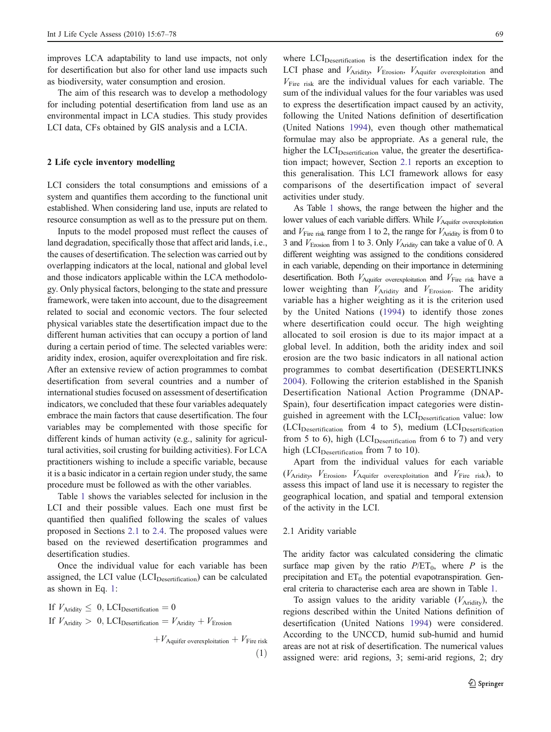improves LCA adaptability to land use impacts, not only for desertification but also for other land use impacts such as biodiversity, water consumption and erosion.

The aim of this research was to develop a methodology for including potential desertification from land use as an environmental impact in LCA studies. This study provides LCI data, CFs obtained by GIS analysis and a LCIA.

## 2 Life cycle inventory modelling

LCI considers the total consumptions and emissions of a system and quantifies them according to the functional unit established. When considering land use, inputs are related to resource consumption as well as to the pressure put on them.

Inputs to the model proposed must reflect the causes of land degradation, specifically those that affect arid lands, i.e., the causes of desertification. The selection was carried out by overlapping indicators at the local, national and global level and those indicators applicable within the LCA methodology. Only physical factors, belonging to the state and pressure framework, were taken into account, due to the disagreement related to social and economic vectors. The four selected physical variables state the desertification impact due to the different human activities that can occupy a portion of land during a certain period of time. The selected variables were: aridity index, erosion, aquifer overexploitation and fire risk. After an extensive review of action programmes to combat desertification from several countries and a number of international studies focused on assessment of desertification indicators, we concluded that these four variables adequately embrace the main factors that cause desertification. The four variables may be complemented with those specific for different kinds of human activity (e.g., salinity for agricultural activities, soil crusting for building activities). For LCA practitioners wishing to include a specific variable, because it is a basic indicator in a certain region under study, the same procedure must be followed as with the other variables.

Table 1 shows the variables selected for inclusion in the LCI and their possible values. Each one must first be quantified then qualified following the scales of values proposed in Sections 2.1 to 2.4. The proposed values were based on the reviewed desertification programmes and desertification studies.

Once the individual value for each variable has been assigned, the LCI value ($\mathrm{LCI_{Desertification}}$) can be calculated as shown in Eq. 1:

$$
\begin{aligned}
&\text{If } V_{\mathrm{Aridity}} \leq 0,\ \mathrm{LCI_{Desertification}} = 0 \\
&\text{If } V_{\mathrm{Aridity}} > 0,\ \mathrm{LCI_{Desertification}} = V_{\mathrm{Aridity}} + V_{\mathrm{Erosion}} + V_{\mathrm{Aquifer\ overexploitation}} + V_{\mathrm{Fire\ risk}}
\end{aligned}
\tag{1}
$$

where $\mathrm{LCI_{Desertification}}$ is the desertification index for the LCI phase and $V_{\mathrm{Aridity}}$, $V_{\mathrm{Erosion}}$, $V_{\mathrm{Aquifer\ overexploitation}}$ and $V_{\mathrm{Fire\ risk}}$ are the individual values for each variable. The sum of the individual values for the four variables was used to express the desertification impact caused by an activity, following the United Nations definition of desertification (United Nations 1994), even though other mathematical formulae may also be appropriate. As a general rule, the higher the $\mathrm{LCI_{Desertification}}$ value, the greater the desertification impact; however, Section 2.1 reports an exception to this generalisation. This LCI framework allows for easy comparisons of the desertification impact of several activities under study.

As Table 1 shows, the range between the higher and the lower values of each variable differs. While $V_{\mathrm{Aquifer\ overexploitation}}$ and $V_{\mathrm{Fire\ risk}}$ range from 1 to 2, the range for $V_{\mathrm{Aridity}}$ is from 0 to 3 and $V_{\mathrm{Erosion}}$ from 1 to 3. Only $V_{\mathrm{Aridity}}$ can take a value of 0. A different weighting was assigned to the conditions considered in each variable, depending on their importance in determining desertification. Both $V_{\mathrm{Aquifer\ overexploitation}}$ and $V_{\mathrm{Fire\ risk}}$ have a lower weighting than $V_{\mathrm{Aridity}}$ and $V_{\mathrm{Erosion}}$. The aridity variable has a higher weighting as it is the criterion used by the United Nations (1994) to identify those zones where desertification could occur. The high weighting allocated to soil erosion is due to its major impact at a global level. In addition, both the aridity index and soil erosion are the two basic indicators in all national action programmes to combat desertification (DESERTLINKS 2004). Following the criterion established in the Spanish Desertification National Action Programme (DNAP-Spain), four desertification impact categories were distinguished in agreement with the $\mathrm{LCI_{Desertification}}$ value: low ($\mathrm{LCI_{Desertification}}$ from 4 to 5), medium ($\mathrm{LCI_{Desertification}}$ from 5 to 6), high ($\mathrm{LCI_{Desertification}}$ from 6 to 7) and very high ($\mathrm{LCI_{Desertification}}$ from 7 to 10).

Apart from the individual values for each variable ($V_{\mathrm{Aridity}}$, $V_{\mathrm{Erosion}}$, $V_{\mathrm{Aquifer\ overexploitation}}$ and $V_{\mathrm{Fire\ risk}}$), to assess this impact of land use it is necessary to register the geographical location, and spatial and temporal extension of the activity in the LCI.

### 2.1 Aridity variable

The aridity factor was calculated considering the climatic surface map given by the ratio $P/\mathrm{ET_0}$, where $P$ is the precipitation and $\mathrm{ET_0}$ the potential evapotranspiration. General criteria to characterise each area are shown in Table 1.

To assign values to the aridity variable ($V_{\mathrm{Aridity}}$), the regions described within the United Nations definition of desertification (United Nations 1994) were considered. According to the UNCCD, humid sub-humid and humid areas are not at risk of desertification. The numerical values assigned were: arid regions, 3; semi-arid regions, 2; dry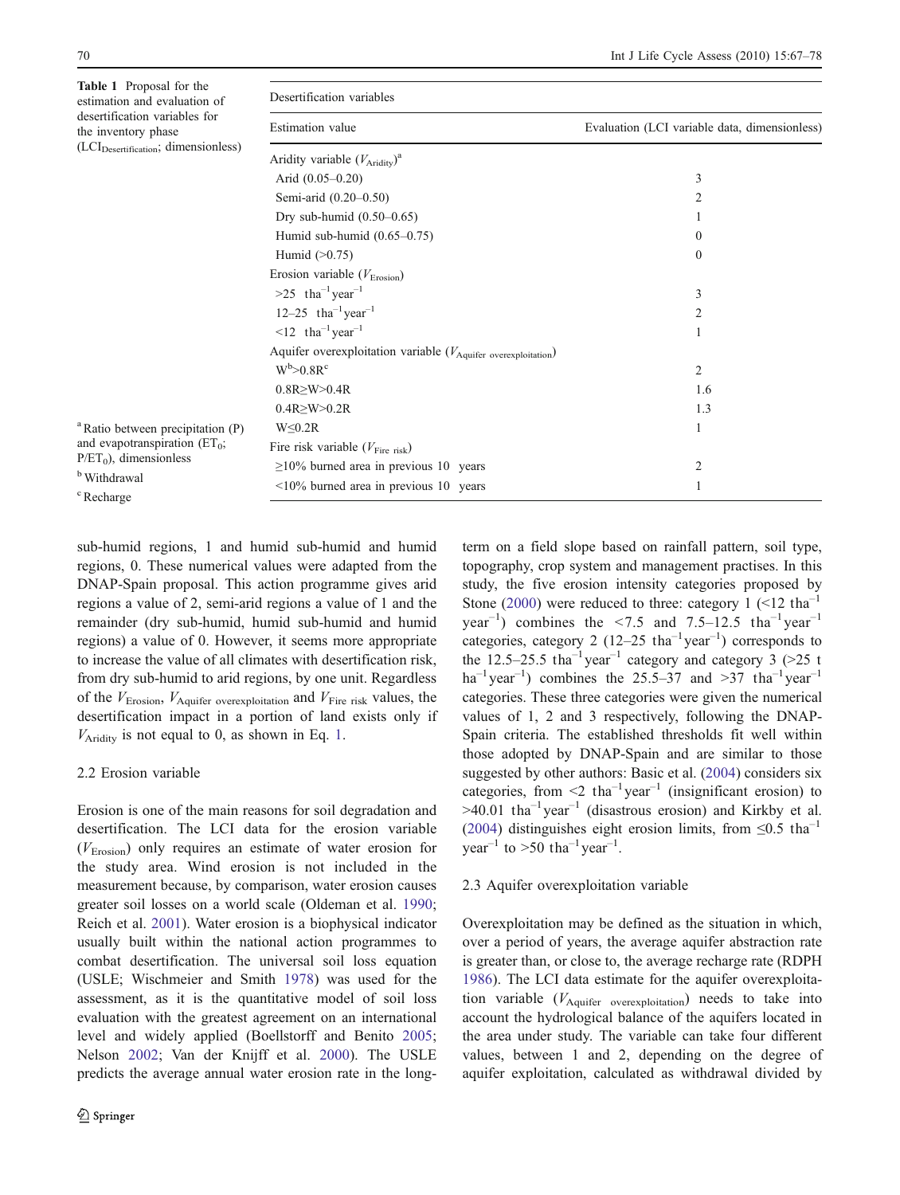**Table 1** Proposal for the estimation and evaluation of desertification variables for the inventory phase ($LCI_{Desertification}$; dimensionless)

| Desertification variables | |
|---|---|
| Estimation value | Evaluation (LCI variable data, dimensionless) |
| Aridity variable ($V_{Aridity}$)[a] | |
| Arid (0.05–0.20) | 3 |
| Semi-arid (0.20–0.50) | 2 |
| Dry sub-humid (0.50–0.65) | 1 |
| Humid sub-humid (0.65–0.75) | 0 |
| Humid (>0.75) | 0 |
| Erosion variable ($V_{Erosion}$) | |
| >25 $t ha^{-1} year^{-1}$ | 3 |
| 12–25 $t ha^{-1} year^{-1}$ | 2 |
| <12 $t ha^{-1} year^{-1}$ | 1 |
| Aquifer overexploitation variable ($V_{Aquifer\ overexploitation}$) | |
| W[b]>0.8R[c] | 2 |
| 0.8R≥W>0.4R | 1.6 |
| 0.4R≥W>0.2R | 1.3 |
| W≤0.2R | 1 |
| Fire risk variable ($V_{Fire\ risk}$) | |
| ≥10% burned area in previous 10 years | 2 |
| <10% burned area in previous 10 years | 1 |

[a] Ratio between precipitation (P) and evapotranspiration ($ET_0$; $P/ET_0$), dimensionless

[b] Withdrawal

[c] Recharge

sub-humid regions, 1 and humid sub-humid and humid regions, 0. These numerical values were adapted from the DNAP-Spain proposal. This action programme gives arid regions a value of 2, semi-arid regions a value of 1 and the remainder (dry sub-humid, humid sub-humid and humid regions) a value of 0. However, it seems more appropriate to increase the value of all climates with desertification risk, from dry sub-humid to arid regions, by one unit. Regardless of the $V_{Erosion}$, $V_{Aquifer\ overexploitation}$ and $V_{Fire\ risk}$ values, the desertification impact in a portion of land exists only if $V_{Aridity}$ is not equal to 0, as shown in Eq. 1.

### 2.2 Erosion variable

Erosion is one of the main reasons for soil degradation and desertification. The LCI data for the erosion variable ($V_{Erosion}$) only requires an estimate of water erosion for the study area. Wind erosion is not included in the measurement because, by comparison, water erosion causes greater soil losses on a world scale (Oldeman et al. 1990; Reich et al. 2001). Water erosion is a biophysical indicator usually built within the national action programmes to combat desertification. The universal soil loss equation (USLE; Wischmeier and Smith 1978) was used for the assessment, as it is the quantitative model of soil loss evaluation with the greatest agreement on an international level and widely applied (Boellstorff and Benito 2005; Nelson 2002; Van der Knijff et al. 2000). The USLE predicts the average annual water erosion rate in the long-term on a field slope based on rainfall pattern, soil type, topography, crop system and management practises. In this study, the five erosion intensity categories proposed by Stone (2000) were reduced to three: category 1 (<12 $t ha^{-1} year^{-1}$) combines the <7.5 and 7.5–12.5 $t ha^{-1} year^{-1}$ categories, category 2 (12–25 $t ha^{-1} year^{-1}$) corresponds to the 12.5–25.5 $t ha^{-1} year^{-1}$ category and category 3 (>25 $t ha^{-1} year^{-1}$) combines the 25.5–37 and >37 $t ha^{-1} year^{-1}$ categories. These three categories were given the numerical values of 1, 2 and 3 respectively, following the DNAP-Spain criteria. The established thresholds fit well within those adopted by DNAP-Spain and are similar to those suggested by other authors: Basic et al. (2004) considers six categories, from <2 $t ha^{-1} year^{-1}$ (insignificant erosion) to >40.01 $t ha^{-1} year^{-1}$ (disastrous erosion) and Kirkby et al. (2004) distinguishes eight erosion limits, from ≤0.5 $t ha^{-1} year^{-1}$ to >50 $t ha^{-1} year^{-1}$.

### 2.3 Aquifer overexploitation variable

Overexploitation may be defined as the situation in which, over a period of years, the average aquifer abstraction rate is greater than, or close to, the average recharge rate (RDPH 1986). The LCI data estimate for the aquifer overexploitation variable ($V_{Aquifer\ overexploitation}$) needs to take into account the hydrological balance of the aquifers located in the area under study. The variable can take four different values, between 1 and 2, depending on the degree of aquifer exploitation, calculated as withdrawal divided by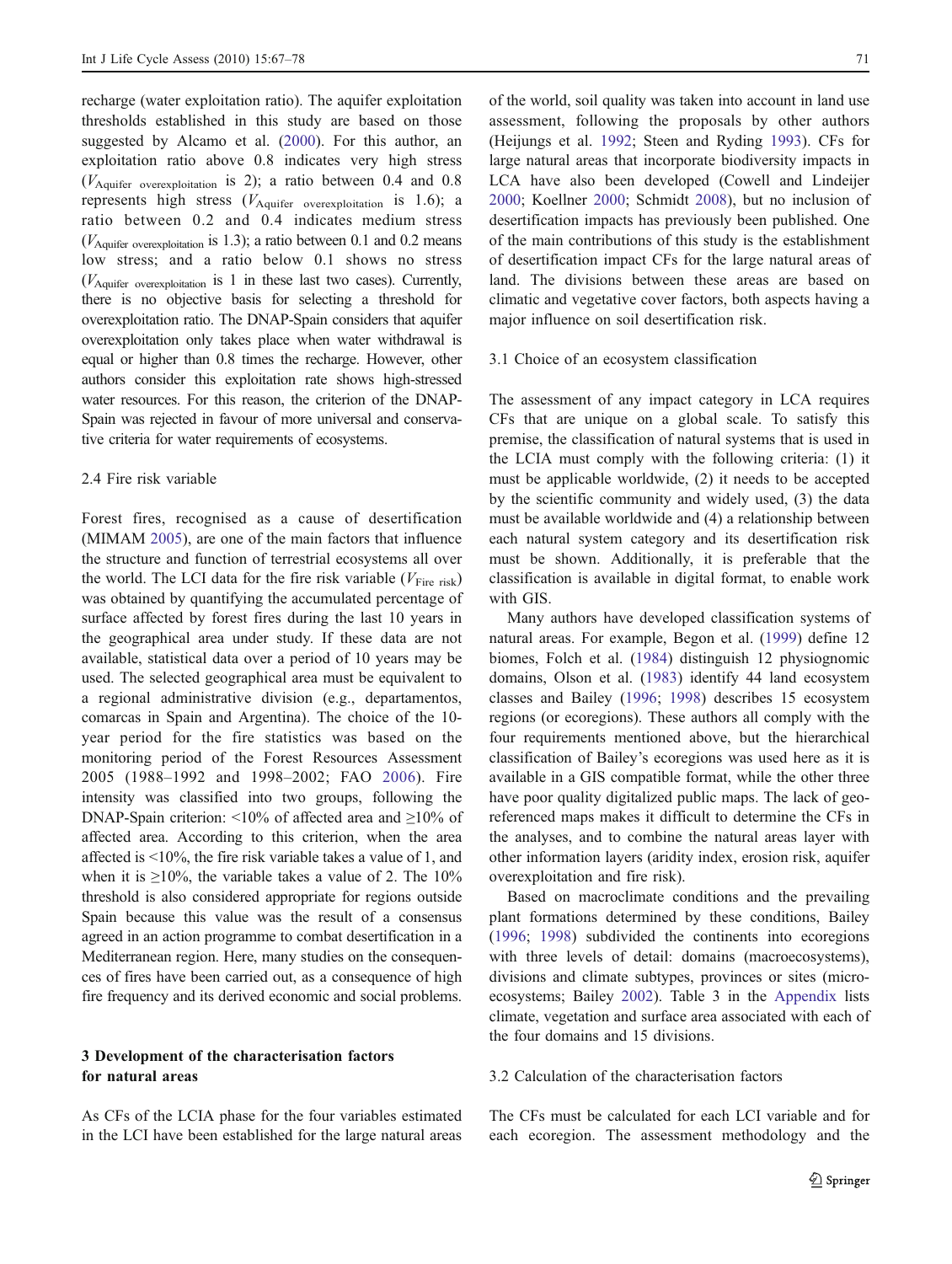recharge (water exploitation ratio). The aquifer exploitation thresholds established in this study are based on those suggested by Alcamo et al. (2000). For this author, an exploitation ratio above 0.8 indicates very high stress ($V_{\text{Aquifer overexploitation}}$ is 2); a ratio between 0.4 and 0.8 represents high stress ($V_{\text{Aquifer overexploitation}}$ is 1.6); a ratio between 0.2 and 0.4 indicates medium stress ($V_{\text{Aquifer overexploitation}}$ is 1.3); a ratio between 0.1 and 0.2 means low stress; and a ratio below 0.1 shows no stress ($V_{\text{Aquifer overexploitation}}$ is 1 in these last two cases). Currently, there is no objective basis for selecting a threshold for overexploitation ratio. The DNAP-Spain considers that aquifer overexploitation only takes place when water withdrawal is equal or higher than 0.8 times the recharge. However, other authors consider this exploitation rate shows high-stressed water resources. For this reason, the criterion of the DNAP-Spain was rejected in favour of more universal and conservative criteria for water requirements of ecosystems.

### 2.4 Fire risk variable

Forest fires, recognised as a cause of desertification (MIMAM 2005), are one of the main factors that influence the structure and function of terrestrial ecosystems all over the world. The LCI data for the fire risk variable ($V_{\text{Fire risk}}$) was obtained by quantifying the accumulated percentage of surface affected by forest fires during the last 10 years in the geographical area under study. If these data are not available, statistical data over a period of 10 years may be used. The selected geographical area must be equivalent to a regional administrative division (e.g., departamentos, comarcas in Spain and Argentina). The choice of the 10-year period for the fire statistics was based on the monitoring period of the Forest Resources Assessment 2005 (1988–1992 and 1998–2002; FAO 2006). Fire intensity was classified into two groups, following the DNAP-Spain criterion: <10% of affected area and ≥10% of affected area. According to this criterion, when the area affected is <10%, the fire risk variable takes a value of 1, and when it is ≥10%, the variable takes a value of 2. The 10% threshold is also considered appropriate for regions outside Spain because this value was the result of a consensus agreed in an action programme to combat desertification in a Mediterranean region. Here, many studies on the consequences of fires have been carried out, as a consequence of high fire frequency and its derived economic and social problems.

## 3 Development of the characterisation factors for natural areas

As CFs of the LCIA phase for the four variables estimated in the LCI have been established for the large natural areas of the world, soil quality was taken into account in land use assessment, following the proposals by other authors (Heijungs et al. 1992; Steen and Ryding 1993). CFs for large natural areas that incorporate biodiversity impacts in LCA have also been developed (Cowell and Lindeijer 2000; Koellner 2000; Schmidt 2008), but no inclusion of desertification impacts has previously been published. One of the main contributions of this study is the establishment of desertification impact CFs for the large natural areas of land. The divisions between these areas are based on climatic and vegetative cover factors, both aspects having a major influence on soil desertification risk.

### 3.1 Choice of an ecosystem classification

The assessment of any impact category in LCA requires CFs that are unique on a global scale. To satisfy this premise, the classification of natural systems that is used in the LCIA must comply with the following criteria: (1) it must be applicable worldwide, (2) it needs to be accepted by the scientific community and widely used, (3) the data must be available worldwide and (4) a relationship between each natural system category and its desertification risk must be shown. Additionally, it is preferable that the classification is available in digital format, to enable work with GIS.

Many authors have developed classification systems of natural areas. For example, Begon et al. (1999) define 12 biomes, Folch et al. (1984) distinguish 12 physiognomic domains, Olson et al. (1983) identify 44 land ecosystem classes and Bailey (1996; 1998) describes 15 ecosystem regions (or ecoregions). These authors all comply with the four requirements mentioned above, but the hierarchical classification of Bailey's ecoregions was used here as it is available in a GIS compatible format, while the other three have poor quality digitalized public maps. The lack of geo-referenced maps makes it difficult to determine the CFs in the analyses, and to combine the natural areas layer with other information layers (aridity index, erosion risk, aquifer overexploitation and fire risk).

Based on macroclimate conditions and the prevailing plant formations determined by these conditions, Bailey (1996; 1998) subdivided the continents into ecoregions with three levels of detail: domains (macroecosystems), divisions and climate subtypes, provinces or sites (microecosystems; Bailey 2002). Table 3 in the Appendix lists climate, vegetation and surface area associated with each of the four domains and 15 divisions.

### 3.2 Calculation of the characterisation factors

The CFs must be calculated for each LCI variable and for each ecoregion. The assessment methodology and the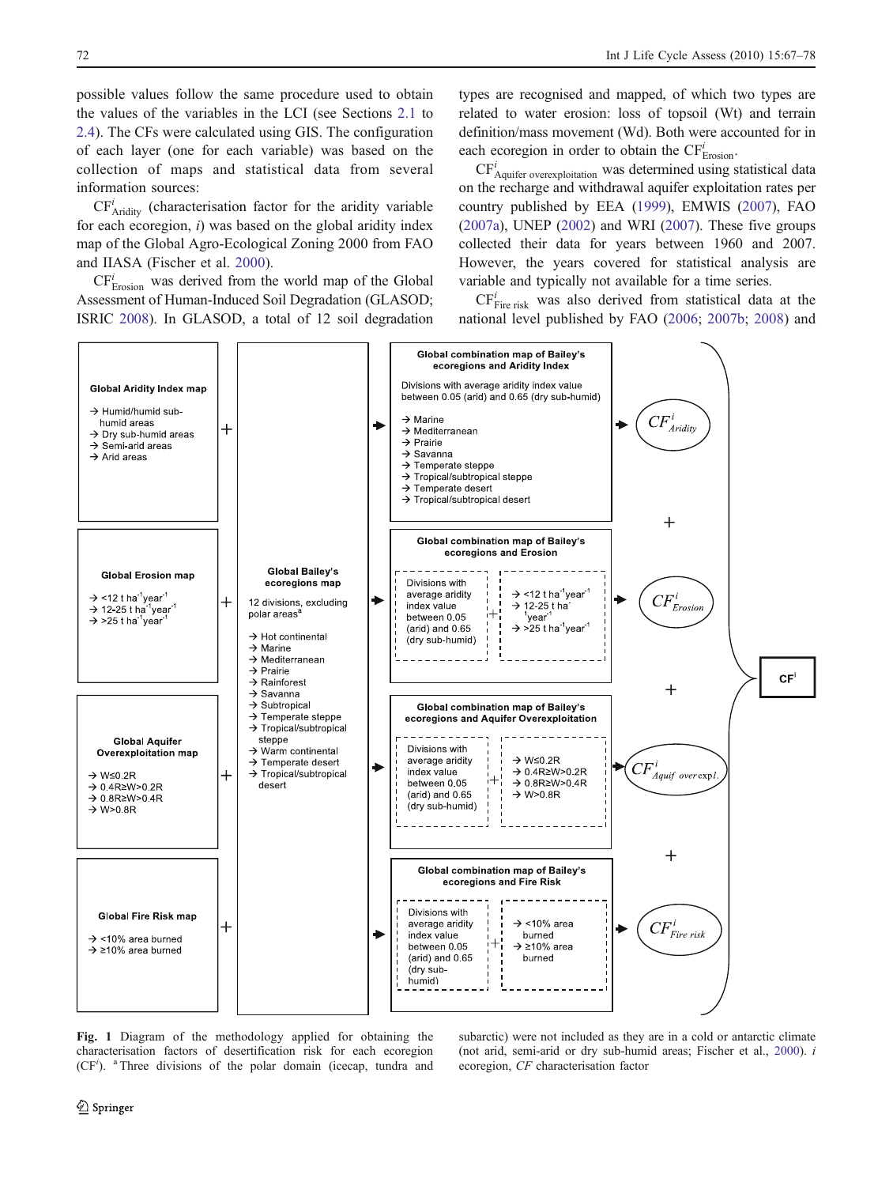possible values follow the same procedure used to obtain the values of the variables in the LCI (see Sections 2.1 to 2.4). The CFs were calculated using GIS. The configuration of each layer (one for each variable) was based on the collection of maps and statistical data from several information sources:

$CF^{i}_{Aridity}$ (characterisation factor for the aridity variable for each ecoregion, *i*) was based on the global aridity index map of the Global Agro-Ecological Zoning 2000 from FAO and IIASA (Fischer et al. 2000).

$CF^{i}_{Erosion}$ was derived from the world map of the Global Assessment of Human-Induced Soil Degradation (GLASOD; ISRIC 2008). In GLASOD, a total of 12 soil degradation types are recognised and mapped, of which two types are related to water erosion: loss of topsoil (Wt) and terrain definition/mass movement (Wd). Both were accounted for in each ecoregion in order to obtain the $CF^{i}_{Erosion}$.

$CF^{i}_{Aquifer\ overexploitation}$ was determined using statistical data on the recharge and withdrawal aquifer exploitation rates per country published by EEA (1999), EMWIS (2007), FAO (2007a), UNEP (2002) and WRI (2007). These five groups collected their data for years between 1960 and 2007. However, the years covered for statistical analysis are variable and typically not available for a time series.

$CF^{i}_{Fire\ risk}$ was also derived from statistical data at the national level published by FAO (2006; 2007b; 2008) and

Global Aridity Index map
→ Humid/humid sub-humid areas
→ Dry sub-humid areas
→ Semi-arid areas
→ Arid areas

Global Erosion map
→ <12 t $ha^{-1}year^{-1}$
→ 12-25 t $ha^{-1}year^{-1}$
→ >25 t $ha^{-1}year^{-1}$

Global Aquifer Overexploitation map
→ W≤0.2R
→ 0.4R≥W>0.2R
→ 0.8R≥W>0.4R
→ W>0.8R

Global Fire Risk map
→ <10% area burned
→ ≥10% area burned

Global Bailey's ecoregions map
12 divisions, excluding polar areas[a]
→ Hot continental
→ Marine
→ Mediterranean
→ Prairie
→ Rainforest
→ Savanna
→ Subtropical
→ Temperate steppe
→ Tropical/subtropical steppe
→ Warm continental
→ Temperate desert
→ Tropical/subtropical desert

Global combination map of Bailey's ecoregions and Aridity Index
Divisions with average aridity index value between 0.05 (arid) and 0.65 (dry sub-humid)
→ Marine
→ Mediterranean
→ Prairie
→ Savanna
→ Temperate steppe
→ Tropical/subtropical steppe
→ Temperate desert
→ Tropical/subtropical desert
→ $CF^{i}_{Aridity}$

Global combination map of Bailey's ecoregions and Erosion
Divisions with average aridity index value between 0.05 (arid) and 0.65 (dry sub-humid) + → <12 t $ha^{-1}year^{-1}$ → 12-25 t $ha^{-1}year^{-1}$ → >25 t $ha^{-1}year^{-1}$
→ $CF^{i}_{Erosion}$

Global combination map of Bailey's ecoregions and Aquifer Overexploitation
Divisions with average aridity index value between 0.05 (arid) and 0.65 (dry sub-humid) + → W≤0.2R → 0.4R≥W>0.2R → 0.8R≥W>0.4R → W>0.8R
→ $CF^{i}_{Aquif\ overexpl.}$

Global combination map of Bailey's ecoregions and Fire Risk
Divisions with average aridity index value between 0.05 (arid) and 0.65 (dry sub-humid) + → <10% area burned → ≥10% area burned
→ $CF^{i}_{Fire\ risk}$

$CF^{i}_{Aridity}$ + $CF^{i}_{Erosion}$ + $CF^{i}_{Aquif\ overexpl.}$ + $CF^{i}_{Fire\ risk}$ → $CF^{i}$

**Fig. 1** Diagram of the methodology applied for obtaining the characterisation factors of desertification risk for each ecoregion ($CF^{i}$). [a] Three divisions of the polar domain (icecap, tundra and subarctic) were not included as they are in a cold or antarctic climate (not arid, semi-arid or dry sub-humid areas; Fischer et al., 2000). *i* ecoregion, *CF* characterisation factor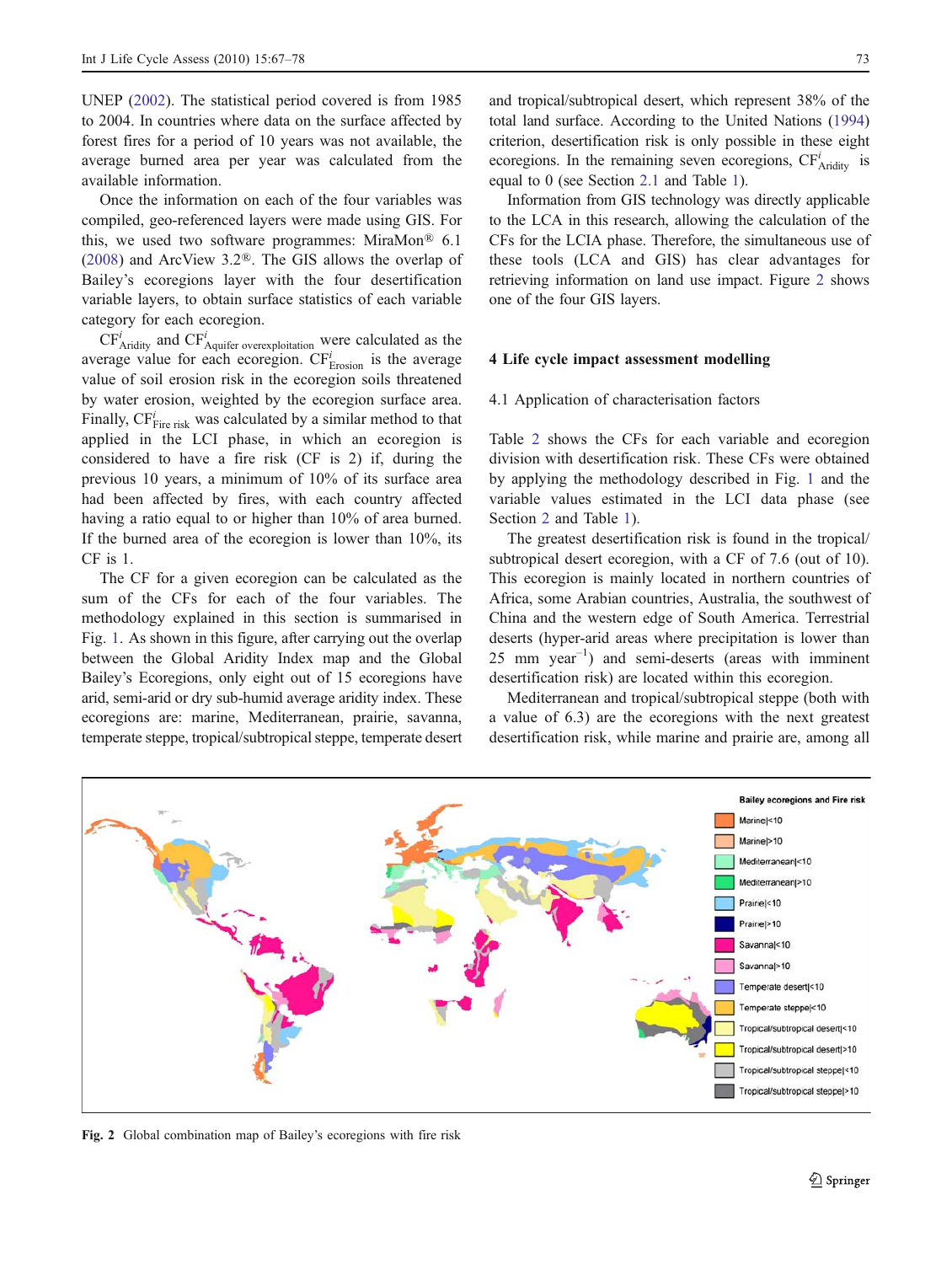UNEP (2002). The statistical period covered is from 1985 to 2004. In countries where data on the surface affected by forest fires for a period of 10 years was not available, the average burned area per year was calculated from the available information.

Once the information on each of the four variables was compiled, geo-referenced layers were made using GIS. For this, we used two software programmes: MiraMon® 6.1 (2008) and ArcView 3.2®. The GIS allows the overlap of Bailey's ecoregions layer with the four desertification variable layers, to obtain surface statistics of each variable category for each ecoregion.

$CF^i_{Aridity}$ and $CF^i_{Aquifer\ overexploitation}$ were calculated as the average value for each ecoregion. $CF^i_{Erosion}$ is the average value of soil erosion risk in the ecoregion soils threatened by water erosion, weighted by the ecoregion surface area. Finally, $CF^i_{Fire\ risk}$ was calculated by a similar method to that applied in the LCI phase, in which an ecoregion is considered to have a fire risk (CF is 2) if, during the previous 10 years, a minimum of 10% of its surface area had been affected by fires, with each country affected having a ratio equal to or higher than 10% of area burned. If the burned area of the ecoregion is lower than 10%, its CF is 1.

The CF for a given ecoregion can be calculated as the sum of the CFs for each of the four variables. The methodology explained in this section is summarised in Fig. 1. As shown in this figure, after carrying out the overlap between the Global Aridity Index map and the Global Bailey's Ecoregions, only eight out of 15 ecoregions have arid, semi-arid or dry sub-humid average aridity index. These ecoregions are: marine, Mediterranean, prairie, savanna, temperate steppe, tropical/subtropical steppe, temperate desert and tropical/subtropical desert, which represent 38% of the total land surface. According to the United Nations (1994) criterion, desertification risk is only possible in these eight ecoregions. In the remaining seven ecoregions, $CF^i_{Aridity}$ is equal to 0 (see Section 2.1 and Table 1).

Information from GIS technology was directly applicable to the LCA in this research, allowing the calculation of the CFs for the LCIA phase. Therefore, the simultaneous use of these tools (LCA and GIS) has clear advantages for retrieving information on land use impact. Figure 2 shows one of the four GIS layers.

## 4 Life cycle impact assessment modelling

### 4.1 Application of characterisation factors

Table 2 shows the CFs for each variable and ecoregion division with desertification risk. These CFs were obtained by applying the methodology described in Fig. 1 and the variable values estimated in the LCI data phase (see Section 2 and Table 1).

The greatest desertification risk is found in the tropical/subtropical desert ecoregion, with a CF of 7.6 (out of 10). This ecoregion is mainly located in northern countries of Africa, some Arabian countries, Australia, the southwest of China and the western edge of South America. Terrestrial deserts (hyper-arid areas where precipitation is lower than 25 mm $year^{-1}$) and semi-deserts (areas with imminent desertification risk) are located within this ecoregion.

Mediterranean and tropical/subtropical steppe (both with a value of 6.3) are the ecoregions with the next greatest desertification risk, while marine and prairie are, among all

**Fig. 2** Global combination map of Bailey's ecoregions with fire risk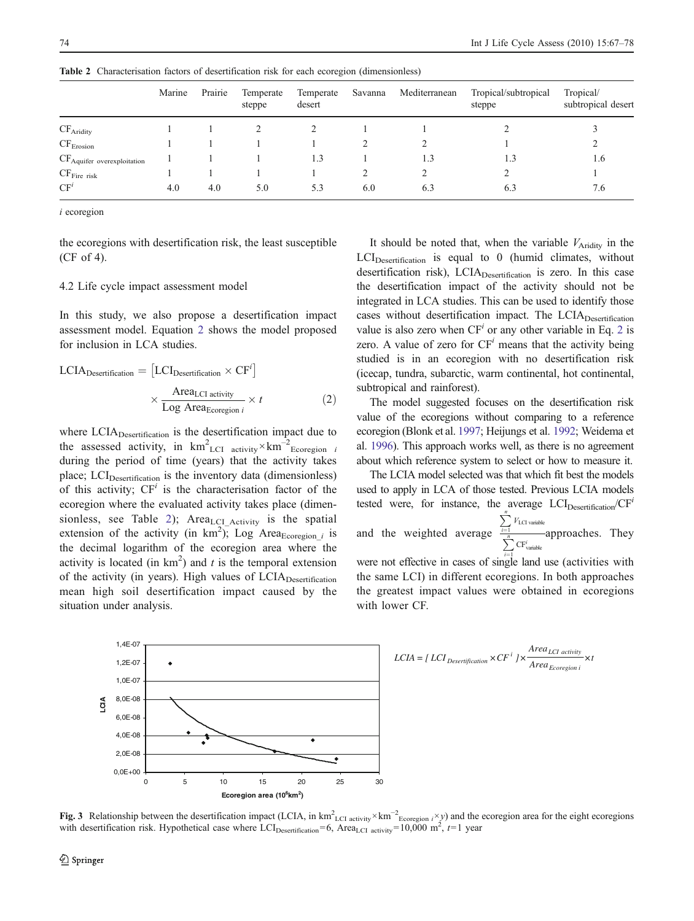Table 2 Characterisation factors of desertification risk for each ecoregion (dimensionless)

| | Marine | Prairie | Temperate steppe | Temperate desert | Savanna | Mediterranean | Tropical/subtropical steppe | Tropical/ subtropical desert |
|---|---|---|---|---|---|---|---|---|
| $CF_{Aridity}$ | 1 | 1 | 2 | 2 | 1 | 1 | 2 | 3 |
| $CF_{Erosion}$ | 1 | 1 | 1 | 1 | 2 | 2 | 1 | 2 |
| $CF_{Aquifer\ overexploitation}$ | 1 | 1 | 1 | 1.3 | 1 | 1.3 | 1.3 | 1.6 |
| $CF_{Fire\ risk}$ | 1 | 1 | 1 | 1 | 2 | 2 | 2 | 1 |
| $CF^i$ | 4.0 | 4.0 | 5.0 | 5.3 | 6.0 | 6.3 | 6.3 | 7.6 |

*i* ecoregion

the ecoregions with desertification risk, the least susceptible (CF of 4).

### 4.2 Life cycle impact assessment model

In this study, we also propose a desertification impact assessment model. Equation 2 shows the model proposed for inclusion in LCA studies.

$$LCIA_{Desertification} = \left[LCI_{Desertification} \times CF^i\right] \times \frac{Area_{LCI\ activity}}{\text{Log}\ Area_{Ecoregion\ i}} \times t \quad (2)$$

where $LCIA_{Desertification}$ is the desertification impact due to the assessed activity, in $km^2_{LCI\ activity} \times km^{-2}_{Ecoregion\ i}$ during the period of time (years) that the activity takes place; $LCI_{Desertification}$ is the inventory data (dimensionless) of this activity; $CF^i$ is the characterisation factor of the ecoregion where the evaluated activity takes place (dimensionless, see Table 2); $Area_{LCI\_Activity}$ is the spatial extension of the activity (in $km^2$); Log $Area_{Ecoregion\_i}$ is the decimal logarithm of the ecoregion area where the activity is located (in $km^2$) and *t* is the temporal extension of the activity (in years). High values of $LCIA_{Desertification}$ mean high soil desertification impact caused by the situation under analysis.

It should be noted that, when the variable $V_{Aridity}$ in the $LCI_{Desertification}$ is equal to 0 (humid climates, without desertification risk), $LCIA_{Desertification}$ is zero. In this case the desertification impact of the activity should not be integrated in LCA studies. This can be used to identify those cases without desertification impact. The $LCIA_{Desertification}$ value is also zero when $CF^i$ or any other variable in Eq. 2 is zero. A value of zero for $CF^i$ means that the activity being studied is in an ecoregion with no desertification risk (icecap, tundra, subarctic, warm continental, hot continental, subtropical and rainforest).

The model suggested focuses on the desertification risk value of the ecoregions without comparing to a reference ecoregion (Blonk et al. 1997; Heijungs et al. 1992; Weidema et al. 1996). This approach works well, as there is no agreement about which reference system to select or how to measure it.

The LCIA model selected was that which fit best the models used to apply in LCA of those tested. Previous LCIA models tested were, for instance, the average $LCI_{Desertification}/CF^i$ and the weighted average $\frac{\sum_{i=1}^{n} V_{LCI\ variable}}{\sum_{i=1}^{n} CF^i_{variable}}$ approaches. They were not effective in cases of single land use (activities with the same LCI) in different ecoregions. In both approaches the greatest impact values were obtained in ecoregions with lower CF.

Fig. 3 Relationship between the desertification impact (LCIA, in $km^2_{LCI\ activity} \times km^{-2}_{Ecoregion\ i} \times y$) and the ecoregion area for the eight ecoregions with desertification risk. Hypothetical case where $LCI_{Desertification}=6$, $Area_{LCI\ activity}=10{,}000\ m^2$, $t=1$ year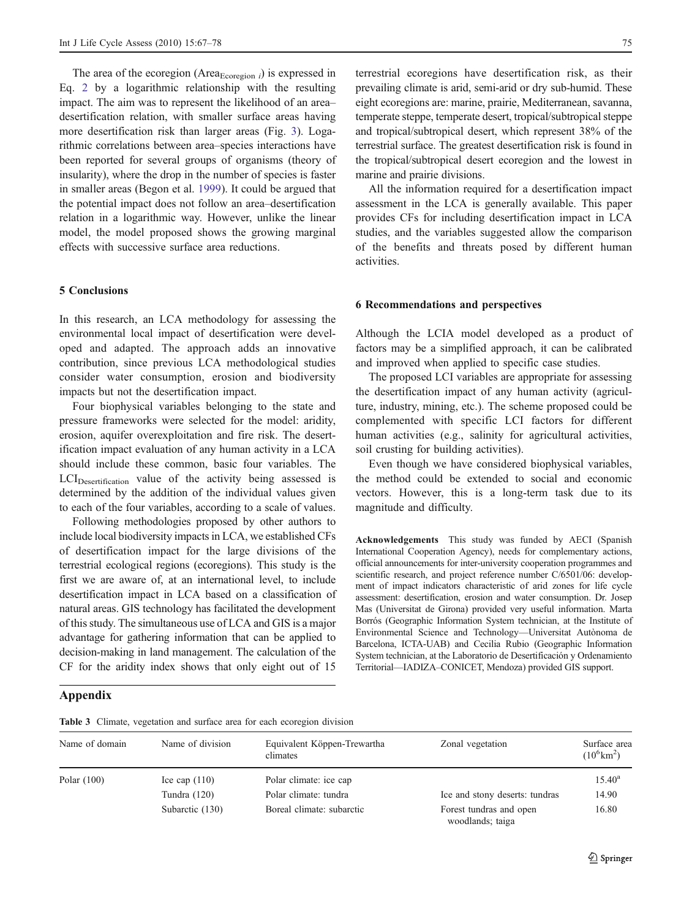The area of the ecoregion ($Area_{Ecoregion\ i}$) is expressed in Eq. 2 by a logarithmic relationship with the resulting impact. The aim was to represent the likelihood of an area–desertification relation, with smaller surface areas having more desertification risk than larger areas (Fig. 3). Logarithmic correlations between area–species interactions have been reported for several groups of organisms (theory of insularity), where the drop in the number of species is faster in smaller areas (Begon et al. 1999). It could be argued that the potential impact does not follow an area–desertification relation in a logarithmic way. However, unlike the linear model, the model proposed shows the growing marginal effects with successive surface area reductions.

## 5 Conclusions

In this research, an LCA methodology for assessing the environmental local impact of desertification were developed and adapted. The approach adds an innovative contribution, since previous LCA methodological studies consider water consumption, erosion and biodiversity impacts but not the desertification impact.

Four biophysical variables belonging to the state and pressure frameworks were selected for the model: aridity, erosion, aquifer overexploitation and fire risk. The desertification impact evaluation of any human activity in a LCA should include these common, basic four variables. The $LCI_{Desertification}$ value of the activity being assessed is determined by the addition of the individual values given to each of the four variables, according to a scale of values.

Following methodologies proposed by other authors to include local biodiversity impacts in LCA, we established CFs of desertification impact for the large divisions of the terrestrial ecological regions (ecoregions). This study is the first we are aware of, at an international level, to include desertification impact in LCA based on a classification of natural areas. GIS technology has facilitated the development of this study. The simultaneous use of LCA and GIS is a major advantage for gathering information that can be applied to decision-making in land management. The calculation of the CF for the aridity index shows that only eight out of 15 terrestrial ecoregions have desertification risk, as their prevailing climate is arid, semi-arid or dry sub-humid. These eight ecoregions are: marine, prairie, Mediterranean, savanna, temperate steppe, temperate desert, tropical/subtropical steppe and tropical/subtropical desert, which represent 38% of the terrestrial surface. The greatest desertification risk is found in the tropical/subtropical desert ecoregion and the lowest in marine and prairie divisions.

All the information required for a desertification impact assessment in the LCA is generally available. This paper provides CFs for including desertification impact in LCA studies, and the variables suggested allow the comparison of the benefits and threats posed by different human activities.

## 6 Recommendations and perspectives

Although the LCIA model developed as a product of factors may be a simplified approach, it can be calibrated and improved when applied to specific case studies.

The proposed LCI variables are appropriate for assessing the desertification impact of any human activity (agriculture, industry, mining, etc.). The scheme proposed could be complemented with specific LCI factors for different human activities (e.g., salinity for agricultural activities, soil crusting for building activities).

Even though we have considered biophysical variables, the method could be extended to social and economic vectors. However, this is a long-term task due to its magnitude and difficulty.

**Acknowledgements** This study was funded by AECI (Spanish International Cooperation Agency), needs for complementary actions, official announcements for inter-university cooperation programmes and scientific research, and project reference number C/6501/06: development of impact indicators characteristic of arid zones for life cycle assessment: desertification, erosion and water consumption. Dr. Josep Mas (Universitat de Girona) provided very useful information. Marta Borrós (Geographic Information System technician, at the Institute of Environmental Science and Technology—Universitat Autònoma de Barcelona, ICTA-UAB) and Cecilia Rubio (Geographic Information System technician, at the Laboratorio de Desertificación y Ordenamiento Territorial—IADIZA–CONICET, Mendoza) provided GIS support.

## Appendix

**Table 3** Climate, vegetation and surface area for each ecoregion division

| Name of domain | Name of division | Equivalent Köppen-Trewartha climates | Zonal vegetation | Surface area ($10^6 km^2$) |
|---|---|---|---|---|
| Polar (100) | Ice cap (110) | Polar climate: ice cap | | 15.40[a] |
| | Tundra (120) | Polar climate: tundra | Ice and stony deserts: tundras | 14.90 |
| | Subarctic (130) | Boreal climate: subarctic | Forest tundras and open woodlands; taiga | 16.80 |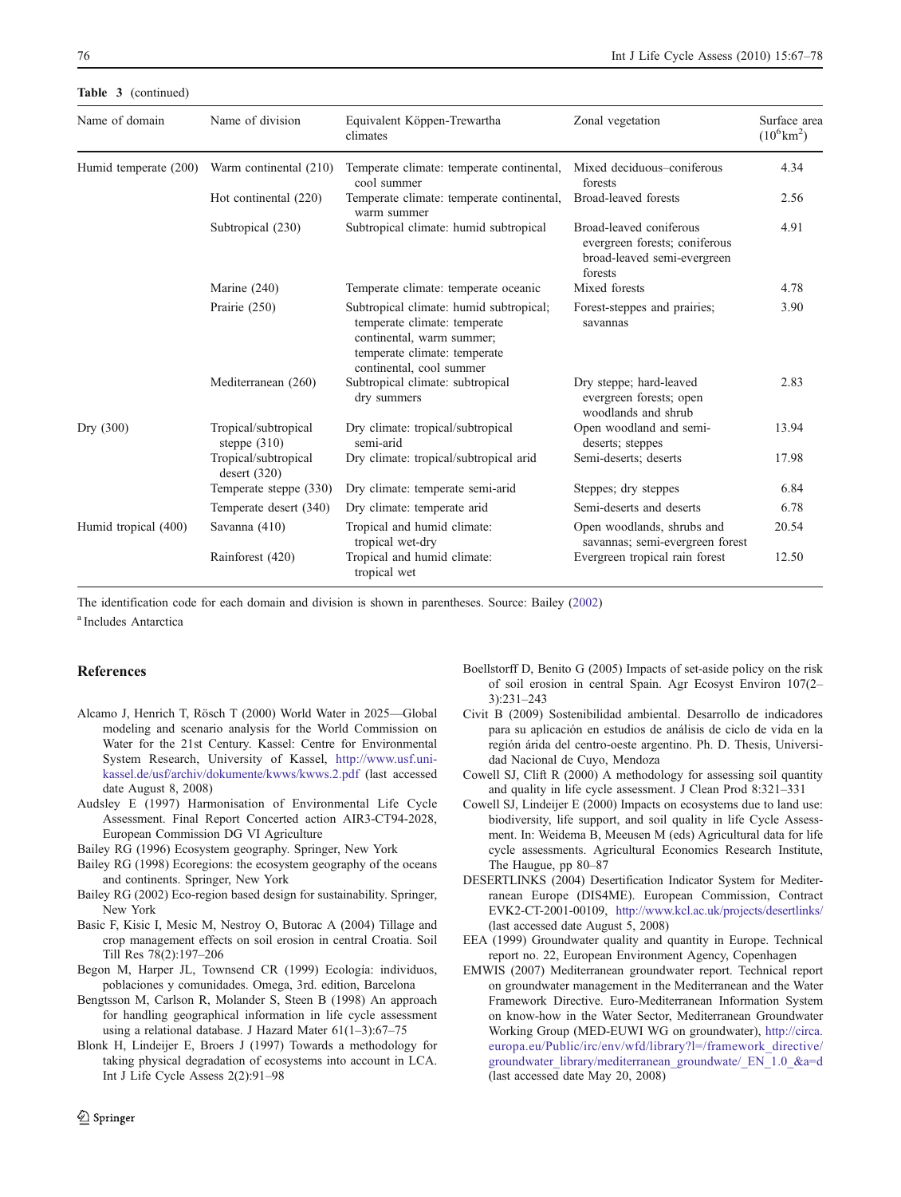**Table 3** (continued)

| Name of domain | Name of division | Equivalent Köppen-Trewartha climates | Zonal vegetation | Surface area ($10^6$km$^2$) |
|---|---|---|---|---|
| Humid temperate (200) | Warm continental (210) | Temperate climate: temperate continental, cool summer | Mixed deciduous–coniferous forests | 4.34 |
| | Hot continental (220) | Temperate climate: temperate continental, warm summer | Broad-leaved forests | 2.56 |
| | Subtropical (230) | Subtropical climate: humid subtropical | Broad-leaved coniferous evergreen forests; coniferous broad-leaved semi-evergreen forests | 4.91 |
| | Marine (240) | Temperate climate: temperate oceanic | Mixed forests | 4.78 |
| | Prairie (250) | Subtropical climate: humid subtropical; temperate climate: temperate continental, warm summer; temperate climate: temperate continental, cool summer | Forest-steppes and prairies; savannas | 3.90 |
| | Mediterranean (260) | Subtropical climate: subtropical dry summers | Dry steppe; hard-leaved evergreen forests; open woodlands and shrub | 2.83 |
| Dry (300) | Tropical/subtropical steppe (310) | Dry climate: tropical/subtropical semi-arid | Open woodland and semi-deserts; steppes | 13.94 |
| | Tropical/subtropical desert (320) | Dry climate: tropical/subtropical arid | Semi-deserts; deserts | 17.98 |
| | Temperate steppe (330) | Dry climate: temperate semi-arid | Steppes; dry steppes | 6.84 |
| | Temperate desert (340) | Dry climate: temperate arid | Semi-deserts and deserts | 6.78 |
| Humid tropical (400) | Savanna (410) | Tropical and humid climate: tropical wet-dry | Open woodlands, shrubs and savannas; semi-evergreen forest | 20.54 |
| | Rainforest (420) | Tropical and humid climate: tropical wet | Evergreen tropical rain forest | 12.50 |

The identification code for each domain and division is shown in parentheses. Source: Bailey (2002)

[a] Includes Antarctica

## References

Alcamo J, Henrich T, Rösch T (2000) World Water in 2025—Global modeling and scenario analysis for the World Commission on Water for the 21st Century. Kassel: Centre for Environmental System Research, University of Kassel, http://www.usf.uni-kassel.de/usf/archiv/dokumente/kwws/kwws.2.pdf (last accessed date August 8, 2008)

Audsley E (1997) Harmonisation of Environmental Life Cycle Assessment. Final Report Concerted action AIR3-CT94-2028, European Commission DG VI Agriculture

Bailey RG (1996) Ecosystem geography. Springer, New York

Bailey RG (1998) Ecoregions: the ecosystem geography of the oceans and continents. Springer, New York

Bailey RG (2002) Eco-region based design for sustainability. Springer, New York

Basic F, Kisic I, Mesic M, Nestroy O, Butorac A (2004) Tillage and crop management effects on soil erosion in central Croatia. Soil Till Res 78(2):197–206

Begon M, Harper JL, Townsend CR (1999) Ecología: individuos, poblaciones y comunidades. Omega, 3rd. edition, Barcelona

Bengtsson M, Carlson R, Molander S, Steen B (1998) An approach for handling geographical information in life cycle assessment using a relational database. J Hazard Mater 61(1–3):67–75

Blonk H, Lindeijer E, Broers J (1997) Towards a methodology for taking physical degradation of ecosystems into account in LCA. Int J Life Cycle Assess 2(2):91–98

Boellstorff D, Benito G (2005) Impacts of set-aside policy on the risk of soil erosion in central Spain. Agr Ecosyst Environ 107(2–3):231–243

Civit B (2009) Sostenibilidad ambiental. Desarrollo de indicadores para su aplicación en estudios de análisis de ciclo de vida en la región árida del centro-oeste argentino. Ph. D. Thesis, Universidad Nacional de Cuyo, Mendoza

Cowell SJ, Clift R (2000) A methodology for assessing soil quantity and quality in life cycle assessment. J Clean Prod 8:321–331

Cowell SJ, Lindeijer E (2000) Impacts on ecosystems due to land use: biodiversity, life support, and soil quality in life Cycle Assessment. In: Weidema B, Meeusen M (eds) Agricultural data for life cycle assessments. Agricultural Economics Research Institute, The Haugue, pp 80–87

DESERTLINKS (2004) Desertification Indicator System for Mediterranean Europe (DIS4ME). European Commission, Contract EVK2-CT-2001-00109, http://www.kcl.ac.uk/projects/desertlinks/ (last accessed date August 5, 2008)

EEA (1999) Groundwater quality and quantity in Europe. Technical report no. 22, European Environment Agency, Copenhagen

EMWIS (2007) Mediterranean groundwater report. Technical report on groundwater management in the Mediterranean and the Water Framework Directive. Euro-Mediterranean Information System on know-how in the Water Sector, Mediterranean Groundwater Working Group (MED-EUWI WG on groundwater), http://circa.europa.eu/Public/irc/env/wfd/library?l=/framework_directive/groundwater_library/mediterranean_groundwate/_EN_1.0_&a=d (last accessed date May 20, 2008)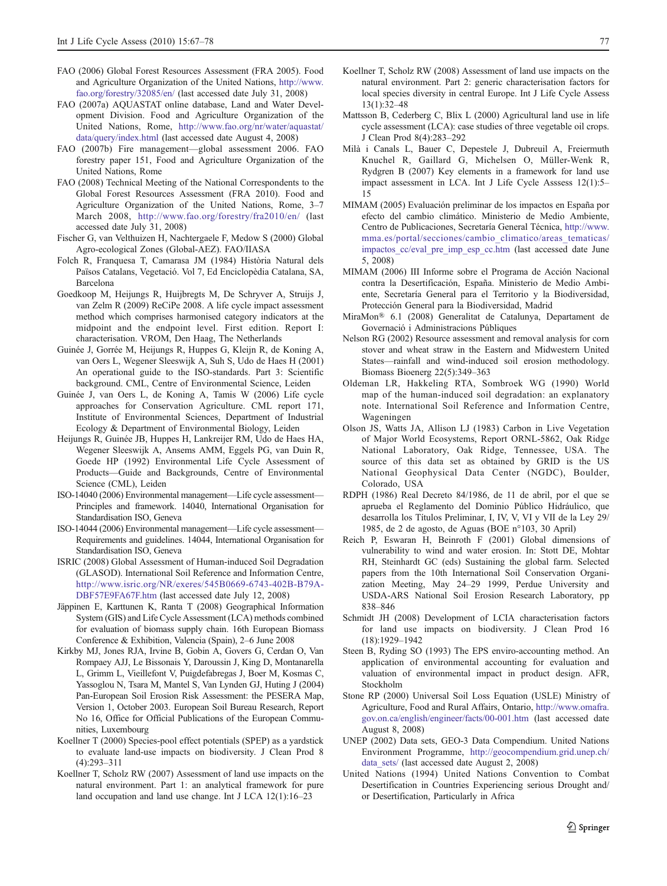FAO (2006) Global Forest Resources Assessment (FRA 2005). Food and Agriculture Organization of the United Nations, http://www.fao.org/forestry/32085/en/ (last accessed date July 31, 2008)

FAO (2007a) AQUASTAT online database, Land and Water Development Division. Food and Agriculture Organization of the United Nations, Rome, http://www.fao.org/nr/water/aquastat/data/query/index.html (last accessed date August 4, 2008)

FAO (2007b) Fire management—global assessment 2006. FAO forestry paper 151, Food and Agriculture Organization of the United Nations, Rome

FAO (2008) Technical Meeting of the National Correspondents to the Global Forest Resources Assessment (FRA 2010). Food and Agriculture Organization of the United Nations, Rome, 3–7 March 2008, http://www.fao.org/forestry/fra2010/en/ (last accessed date July 31, 2008)

Fischer G, van Velthuizen H, Nachtergaele F, Medow S (2000) Global Agro-ecological Zones (Global-AEZ). FAO/IIASA

Folch R, Franquesa T, Camarasa JM (1984) Història Natural dels Països Catalans, Vegetació. Vol 7, Ed Enciclopèdia Catalana, SA, Barcelona

Goedkoop M, Heijungs R, Huijbregts M, De Schryver A, Struijs J, van Zelm R (2009) ReCiPe 2008. A life cycle impact assessment method which comprises harmonised category indicators at the midpoint and the endpoint level. First edition. Report I: characterisation. VROM, Den Haag, The Netherlands

Guinée J, Gorrée M, Heijungs R, Huppes G, Kleijn R, de Koning A, van Oers L, Wegener Sleeswijk A, Suh S, Udo de Haes H (2001) An operational guide to the ISO-standards. Part 3: Scientific background. CML, Centre of Environmental Science, Leiden

Guinée J, van Oers L, de Koning A, Tamis W (2006) Life cycle approaches for Conservation Agriculture. CML report 171, Institute of Environmental Sciences, Department of Industrial Ecology & Department of Environmental Biology, Leiden

Heijungs R, Guinée JB, Huppes H, Lankreijer RM, Udo de Haes HA, Wegener Sleeswijk A, Ansems AMM, Eggels PG, van Duin R, Goede HP (1992) Environmental Life Cycle Assessment of Products—Guide and Backgrounds, Centre of Environmental Science (CML), Leiden

ISO-14040 (2006) Environmental management—Life cycle assessment—Principles and framework. 14040, International Organisation for Standardisation ISO, Geneva

ISO-14044 (2006) Environmental management—Life cycle assessment—Requirements and guidelines. 14044, International Organisation for Standardisation ISO, Geneva

ISRIC (2008) Global Assessment of Human-induced Soil Degradation (GLASOD). International Soil Reference and Information Centre, http://www.isric.org/NR/exeres/545B0669-6743-402B-B79A-DBF57E9FA67F.htm (last accessed date July 12, 2008)

Jäppinen E, Karttunen K, Ranta T (2008) Geographical Information System (GIS) and Life Cycle Assessment (LCA) methods combined for evaluation of biomass supply chain. 16th European Biomass Conference & Exhibition, Valencia (Spain), 2–6 June 2008

Kirkby MJ, Jones RJA, Irvine B, Gobin A, Govers G, Cerdan O, Van Rompaey AJJ, Le Bissonais Y, Daroussin J, King D, Montanarella L, Grimm L, Vieillefont V, Puigdefabregas J, Boer M, Kosmas C, Yassoglou N, Tsara M, Mantel S, Van Lynden GJ, Huting J (2004) Pan-European Soil Erosion Risk Assessment: the PESERA Map, Version 1, October 2003. European Soil Bureau Research, Report No 16, Office for Official Publications of the European Communities, Luxembourg

Koellner T (2000) Species-pool effect potentials (SPEP) as a yardstick to evaluate land-use impacts on biodiversity. J Clean Prod 8 (4):293–311

Koellner T, Scholz RW (2007) Assessment of land use impacts on the natural environment. Part 1: an analytical framework for pure land occupation and land use change. Int J LCA 12(1):16–23

Koellner T, Scholz RW (2008) Assessment of land use impacts on the natural environment. Part 2: generic characterisation factors for local species diversity in central Europe. Int J Life Cycle Assess 13(1):32–48

Mattsson B, Cederberg C, Blix L (2000) Agricultural land use in life cycle assessment (LCA): case studies of three vegetable oil crops. J Clean Prod 8(4):283–292

Milà i Canals L, Bauer C, Depestele J, Dubreuil A, Freiermuth Knuchel R, Gaillard G, Michelsen O, Müller-Wenk R, Rydgren B (2007) Key elements in a framework for land use impact assessment in LCA. Int J Life Cycle Asssess 12(1):5–15

MIMAM (2005) Evaluación preliminar de los impactos en España por efecto del cambio climático. Ministerio de Medio Ambiente, Centro de Publicaciones, Secretaría General Técnica, http://www.mma.es/portal/secciones/cambio_climatico/areas_tematicas/impactos_cc/eval_pre_imp_esp_cc.htm (last accessed date June 5, 2008)

MIMAM (2006) III Informe sobre el Programa de Acción Nacional contra la Desertificación, España. Ministerio de Medio Ambiente, Secretaría General para el Territorio y la Biodiversidad, Protección General para la Biodiversidad, Madrid

MiraMon® 6.1 (2008) Generalitat de Catalunya, Departament de Governació i Administracions Públiques

Nelson RG (2002) Resource assessment and removal analysis for corn stover and wheat straw in the Eastern and Midwestern United States—rainfall and wind-induced soil erosion methodology. Biomass Bioenerg 22(5):349–363

Oldeman LR, Hakkeling RTA, Sombroek WG (1990) World map of the human-induced soil degradation: an explanatory note. International Soil Reference and Information Centre, Wageningen

Olson JS, Watts JA, Allison LJ (1983) Carbon in Live Vegetation of Major World Ecosystems, Report ORNL-5862, Oak Ridge National Laboratory, Oak Ridge, Tennessee, USA. The source of this data set as obtained by GRID is the US National Geophysical Data Center (NGDC), Boulder, Colorado, USA

RDPH (1986) Real Decreto 84/1986, de 11 de abril, por el que se aprueba el Reglamento del Dominio Público Hidráulico, que desarrolla los Títulos Preliminar, I, IV, V, VI y VII de la Ley 29/1985, de 2 de agosto, de Aguas (BOE n°103, 30 April)

Reich P, Eswaran H, Beinroth F (2001) Global dimensions of vulnerability to wind and water erosion. In: Stott DE, Mohtar RH, Steinhardt GC (eds) Sustaining the global farm. Selected papers from the 10th International Soil Conservation Organization Meeting, May 24–29 1999, Perdue University and USDA-ARS National Soil Erosion Research Laboratory, pp 838–846

Schmidt JH (2008) Development of LCIA characterisation factors for land use impacts on biodiversity. J Clean Prod 16 (18):1929–1942

Steen B, Ryding SO (1993) The EPS enviro-accounting method. An application of environmental accounting for evaluation and valuation of environmental impact in product design. AFR, Stockholm

Stone RP (2000) Universal Soil Loss Equation (USLE) Ministry of Agriculture, Food and Rural Affairs, Ontario, http://www.omafra.gov.on.ca/english/engineer/facts/00-001.htm (last accessed date August 8, 2008)

UNEP (2002) Data sets, GEO-3 Data Compendium. United Nations Environment Programme, http://geocompendium.grid.unep.ch/data_sets/ (last accessed date August 2, 2008)

United Nations (1994) United Nations Convention to Combat Desertification in Countries Experiencing serious Drought and/or Desertification, Particularly in Africa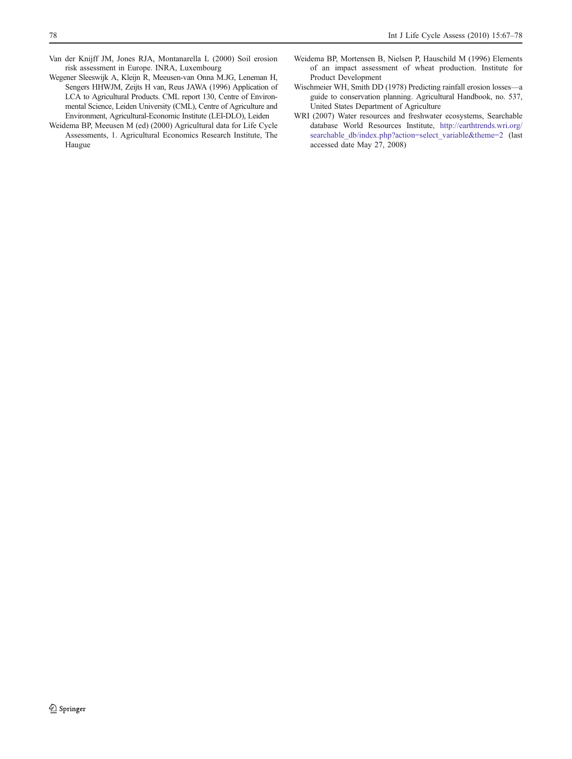Van der Knijff JM, Jones RJA, Montanarella L (2000) Soil erosion risk assessment in Europe. INRA, Luxembourg

Wegener Sleeswijk A, Kleijn R, Meeusen-van Onna M.JG, Leneman H, Sengers HHWJM, Zeijts H van, Reus JAWA (1996) Application of LCA to Agricultural Products. CML report 130, Centre of Environmental Science, Leiden University (CML), Centre of Agriculture and Environment, Agricultural-Economic Institute (LEI-DLO), Leiden

Weidema BP, Meeusen M (ed) (2000) Agricultural data for Life Cycle Assessments, 1. Agricultural Economics Research Institute, The Haugue

Weidema BP, Mortensen B, Nielsen P, Hauschild M (1996) Elements of an impact assessment of wheat production. Institute for Product Development

Wischmeier WH, Smith DD (1978) Predicting rainfall erosion losses—a guide to conservation planning. Agricultural Handbook, no. 537, United States Department of Agriculture

WRI (2007) Water resources and freshwater ecosystems, Searchable database World Resources Institute, http://earthtrends.wri.org/searchable_db/index.php?action=select_variable&theme=2 (last accessed date May 27, 2008)